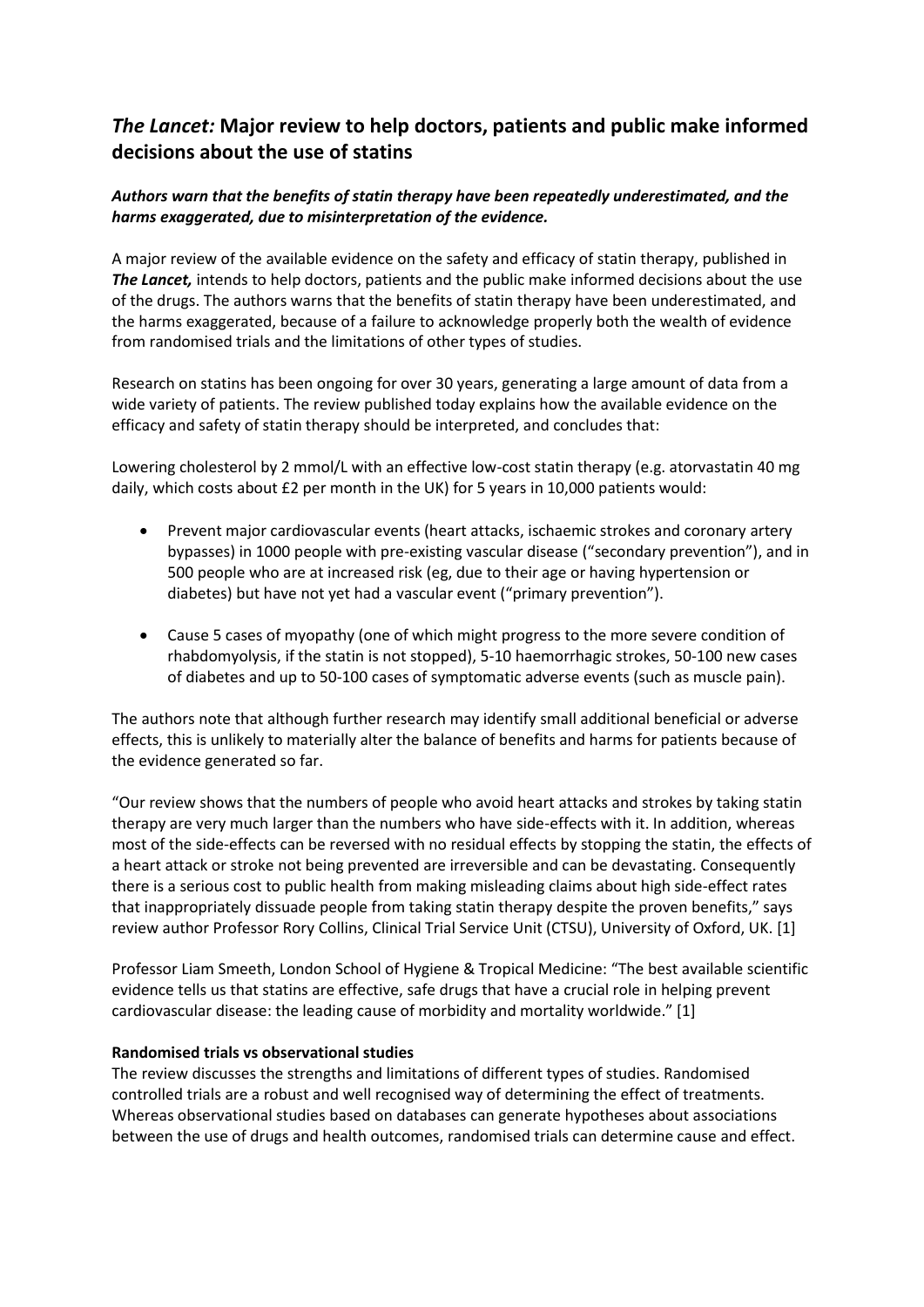# *The Lancet:* Major review to help doctors, patients and public make informed decisions about the use of statins

***Authors warn that the benefits of statin therapy have been repeatedly underestimated, and the harms exaggerated, due to misinterpretation of the evidence.***

A major review of the available evidence on the safety and efficacy of statin therapy, published in ***The Lancet,*** intends to help doctors, patients and the public make informed decisions about the use of the drugs. The authors warns that the benefits of statin therapy have been underestimated, and the harms exaggerated, because of a failure to acknowledge properly both the wealth of evidence from randomised trials and the limitations of other types of studies.

Research on statins has been ongoing for over 30 years, generating a large amount of data from a wide variety of patients. The review published today explains how the available evidence on the efficacy and safety of statin therapy should be interpreted, and concludes that:

Lowering cholesterol by 2 mmol/L with an effective low-cost statin therapy (e.g. atorvastatin 40 mg daily, which costs about £2 per month in the UK) for 5 years in 10,000 patients would:

- Prevent major cardiovascular events (heart attacks, ischaemic strokes and coronary artery bypasses) in 1000 people with pre-existing vascular disease ("secondary prevention"), and in 500 people who are at increased risk (eg, due to their age or having hypertension or diabetes) but have not yet had a vascular event ("primary prevention").
- Cause 5 cases of myopathy (one of which might progress to the more severe condition of rhabdomyolysis, if the statin is not stopped), 5-10 haemorrhagic strokes, 50-100 new cases of diabetes and up to 50-100 cases of symptomatic adverse events (such as muscle pain).

The authors note that although further research may identify small additional beneficial or adverse effects, this is unlikely to materially alter the balance of benefits and harms for patients because of the evidence generated so far.

"Our review shows that the numbers of people who avoid heart attacks and strokes by taking statin therapy are very much larger than the numbers who have side-effects with it. In addition, whereas most of the side-effects can be reversed with no residual effects by stopping the statin, the effects of a heart attack or stroke not being prevented are irreversible and can be devastating. Consequently there is a serious cost to public health from making misleading claims about high side-effect rates that inappropriately dissuade people from taking statin therapy despite the proven benefits," says review author Professor Rory Collins, Clinical Trial Service Unit (CTSU), University of Oxford, UK. [1]

Professor Liam Smeeth, London School of Hygiene & Tropical Medicine: "The best available scientific evidence tells us that statins are effective, safe drugs that have a crucial role in helping prevent cardiovascular disease: the leading cause of morbidity and mortality worldwide." [1]

**Randomised trials vs observational studies**

The review discusses the strengths and limitations of different types of studies. Randomised controlled trials are a robust and well recognised way of determining the effect of treatments. Whereas observational studies based on databases can generate hypotheses about associations between the use of drugs and health outcomes, randomised trials can determine cause and effect.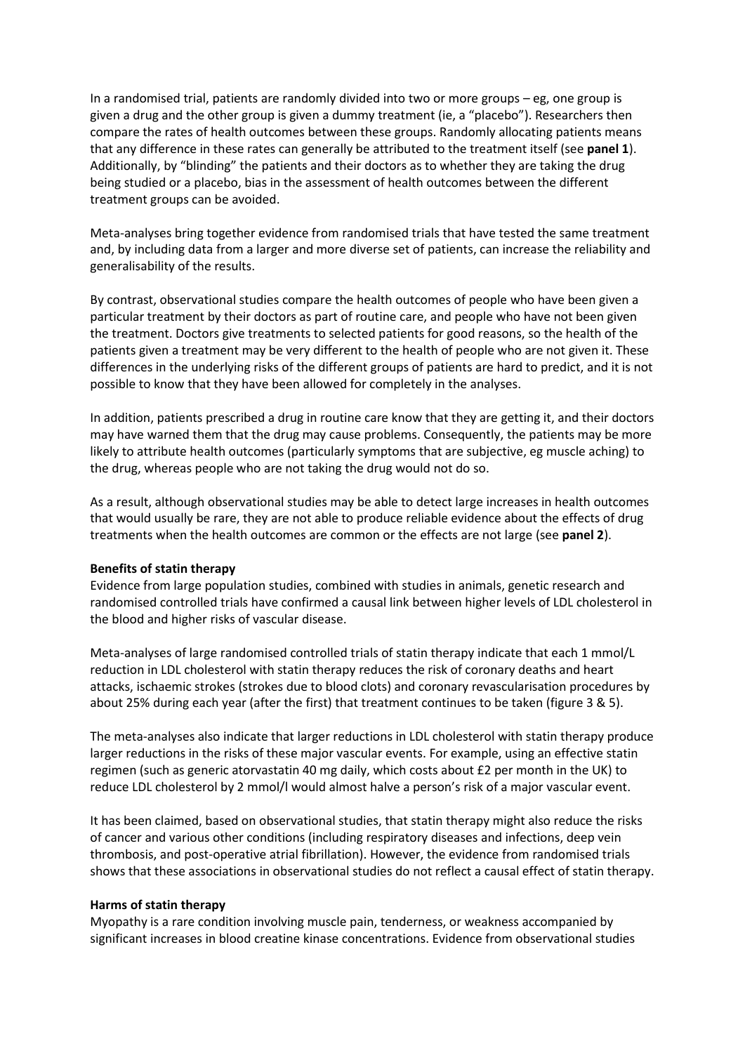In a randomised trial, patients are randomly divided into two or more groups – eg, one group is given a drug and the other group is given a dummy treatment (ie, a "placebo"). Researchers then compare the rates of health outcomes between these groups. Randomly allocating patients means that any difference in these rates can generally be attributed to the treatment itself (see **panel 1**). Additionally, by "blinding" the patients and their doctors as to whether they are taking the drug being studied or a placebo, bias in the assessment of health outcomes between the different treatment groups can be avoided.

Meta-analyses bring together evidence from randomised trials that have tested the same treatment and, by including data from a larger and more diverse set of patients, can increase the reliability and generalisability of the results.

By contrast, observational studies compare the health outcomes of people who have been given a particular treatment by their doctors as part of routine care, and people who have not been given the treatment. Doctors give treatments to selected patients for good reasons, so the health of the patients given a treatment may be very different to the health of people who are not given it. These differences in the underlying risks of the different groups of patients are hard to predict, and it is not possible to know that they have been allowed for completely in the analyses.

In addition, patients prescribed a drug in routine care know that they are getting it, and their doctors may have warned them that the drug may cause problems. Consequently, the patients may be more likely to attribute health outcomes (particularly symptoms that are subjective, eg muscle aching) to the drug, whereas people who are not taking the drug would not do so.

As a result, although observational studies may be able to detect large increases in health outcomes that would usually be rare, they are not able to produce reliable evidence about the effects of drug treatments when the health outcomes are common or the effects are not large (see **panel 2**).

**Benefits of statin therapy**

Evidence from large population studies, combined with studies in animals, genetic research and randomised controlled trials have confirmed a causal link between higher levels of LDL cholesterol in the blood and higher risks of vascular disease.

Meta-analyses of large randomised controlled trials of statin therapy indicate that each 1 mmol/L reduction in LDL cholesterol with statin therapy reduces the risk of coronary deaths and heart attacks, ischaemic strokes (strokes due to blood clots) and coronary revascularisation procedures by about 25% during each year (after the first) that treatment continues to be taken (figure 3 & 5).

The meta-analyses also indicate that larger reductions in LDL cholesterol with statin therapy produce larger reductions in the risks of these major vascular events. For example, using an effective statin regimen (such as generic atorvastatin 40 mg daily, which costs about £2 per month in the UK) to reduce LDL cholesterol by 2 mmol/l would almost halve a person's risk of a major vascular event.

It has been claimed, based on observational studies, that statin therapy might also reduce the risks of cancer and various other conditions (including respiratory diseases and infections, deep vein thrombosis, and post-operative atrial fibrillation). However, the evidence from randomised trials shows that these associations in observational studies do not reflect a causal effect of statin therapy.

**Harms of statin therapy**

Myopathy is a rare condition involving muscle pain, tenderness, or weakness accompanied by significant increases in blood creatine kinase concentrations. Evidence from observational studies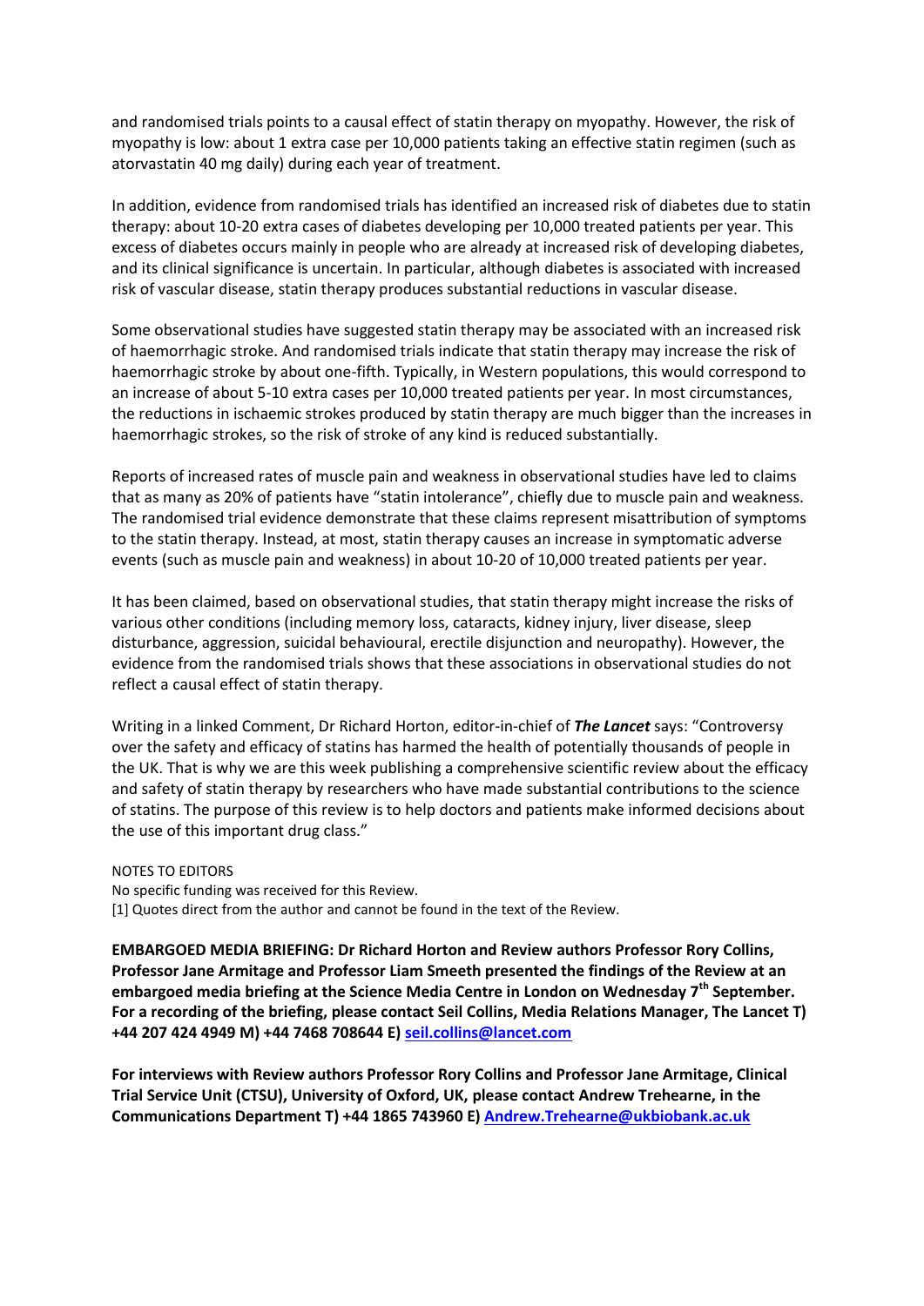and randomised trials points to a causal effect of statin therapy on myopathy. However, the risk of myopathy is low: about 1 extra case per 10,000 patients taking an effective statin regimen (such as atorvastatin 40 mg daily) during each year of treatment.

In addition, evidence from randomised trials has identified an increased risk of diabetes due to statin therapy: about 10-20 extra cases of diabetes developing per 10,000 treated patients per year. This excess of diabetes occurs mainly in people who are already at increased risk of developing diabetes, and its clinical significance is uncertain. In particular, although diabetes is associated with increased risk of vascular disease, statin therapy produces substantial reductions in vascular disease.

Some observational studies have suggested statin therapy may be associated with an increased risk of haemorrhagic stroke. And randomised trials indicate that statin therapy may increase the risk of haemorrhagic stroke by about one-fifth. Typically, in Western populations, this would correspond to an increase of about 5-10 extra cases per 10,000 treated patients per year. In most circumstances, the reductions in ischaemic strokes produced by statin therapy are much bigger than the increases in haemorrhagic strokes, so the risk of stroke of any kind is reduced substantially.

Reports of increased rates of muscle pain and weakness in observational studies have led to claims that as many as 20% of patients have "statin intolerance", chiefly due to muscle pain and weakness. The randomised trial evidence demonstrate that these claims represent misattribution of symptoms to the statin therapy. Instead, at most, statin therapy causes an increase in symptomatic adverse events (such as muscle pain and weakness) in about 10-20 of 10,000 treated patients per year.

It has been claimed, based on observational studies, that statin therapy might increase the risks of various other conditions (including memory loss, cataracts, kidney injury, liver disease, sleep disturbance, aggression, suicidal behavioural, erectile disjunction and neuropathy). However, the evidence from the randomised trials shows that these associations in observational studies do not reflect a causal effect of statin therapy.

Writing in a linked Comment, Dr Richard Horton, editor-in-chief of ***The Lancet*** says: "Controversy over the safety and efficacy of statins has harmed the health of potentially thousands of people in the UK. That is why we are this week publishing a comprehensive scientific review about the efficacy and safety of statin therapy by researchers who have made substantial contributions to the science of statins. The purpose of this review is to help doctors and patients make informed decisions about the use of this important drug class."

NOTES TO EDITORS
No specific funding was received for this Review.
[1] Quotes direct from the author and cannot be found in the text of the Review.

**EMBARGOED MEDIA BRIEFING: Dr Richard Horton and Review authors Professor Rory Collins, Professor Jane Armitage and Professor Liam Smeeth presented the findings of the Review at an embargoed media briefing at the Science Media Centre in London on Wednesday 7th September. For a recording of the briefing, please contact Seil Collins, Media Relations Manager, The Lancet T) +44 207 424 4949 M) +44 7468 708644 E) seil.collins@lancet.com**

**For interviews with Review authors Professor Rory Collins and Professor Jane Armitage, Clinical Trial Service Unit (CTSU), University of Oxford, UK, please contact Andrew Trehearne, in the Communications Department T) +44 1865 743960 E) Andrew.Trehearne@ukbiobank.ac.uk**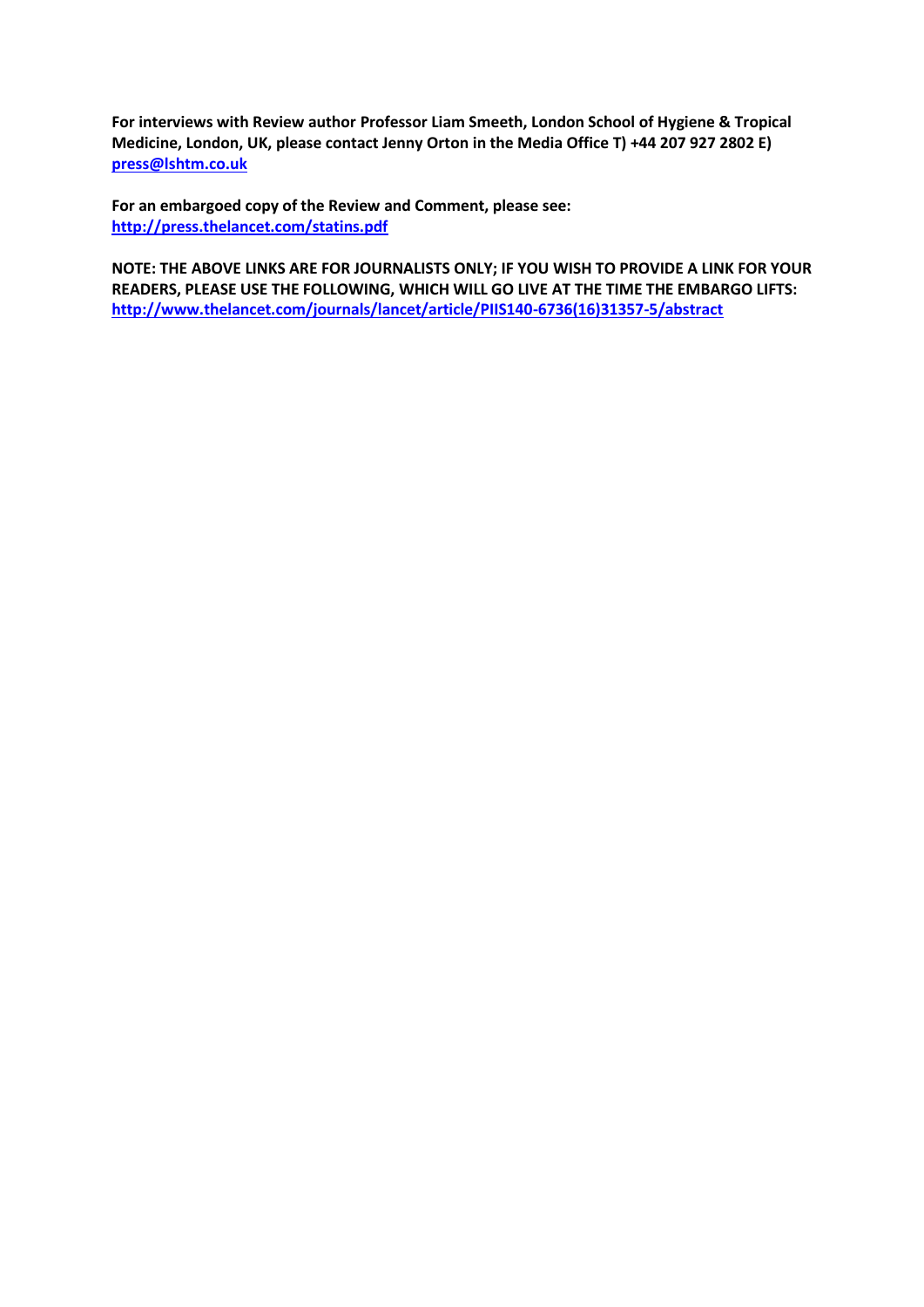**For interviews with Review author Professor Liam Smeeth, London School of Hygiene & Tropical Medicine, London, UK, please contact Jenny Orton in the Media Office T) +44 207 927 2802 E) [press@lshtm.co.uk](mailto:press@lshtm.co.uk)**

**For an embargoed copy of the Review and Comment, please see: [http://press.thelancet.com/statins.pdf](http://press.thelancet.com/statins.pdf)**

**NOTE: THE ABOVE LINKS ARE FOR JOURNALISTS ONLY; IF YOU WISH TO PROVIDE A LINK FOR YOUR READERS, PLEASE USE THE FOLLOWING, WHICH WILL GO LIVE AT THE TIME THE EMBARGO LIFTS: [http://www.thelancet.com/journals/lancet/article/PIIS140-6736(16)31357-5/abstract](http://www.thelancet.com/journals/lancet/article/PIIS140-6736(16)31357-5/abstract)**